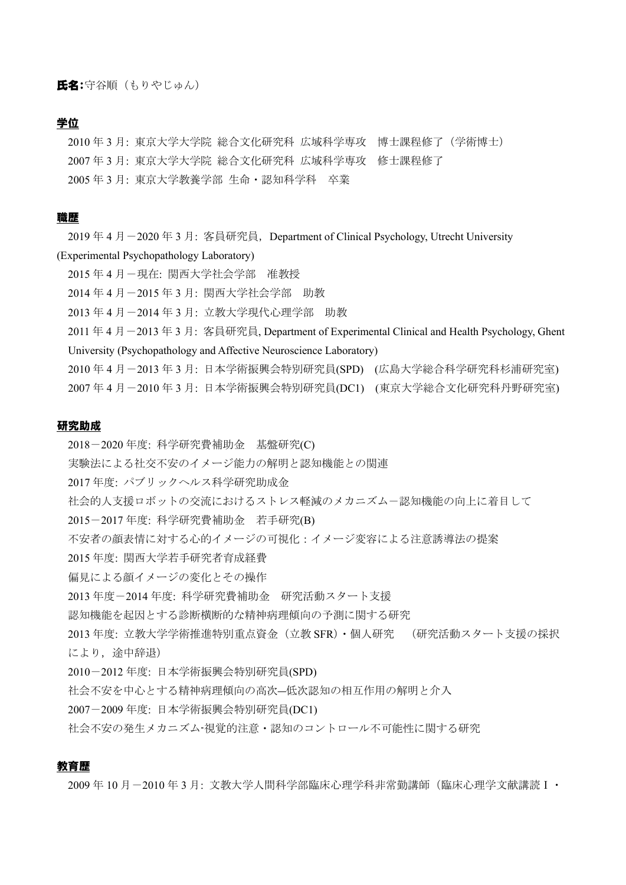**氏名:**守谷順（もりやじゅん）

## 学位

2010 年 3 月: 東京大学大学院 総合文化研究科 広域科学専攻　博士課程修了（学術博士）

2007 年 3 月: 東京大学大学院 総合文化研究科 広域科学専攻　修士課程修了

2005 年 3 月: 東京大学教養学部 生命・認知科学科　卒業

## 職歴

2019 年 4 月－2020 年 3 月: 客員研究員，Department of Clinical Psychology, Utrecht University (Experimental Psychopathology Laboratory)

2015 年 4 月－現在: 関西大学社会学部　准教授

2014 年 4 月－2015 年 3 月: 関西大学社会学部　助教

2013 年 4 月－2014 年 3 月: 立教大学現代心理学部　助教

2011 年 4 月－2013 年 3 月: 客員研究員, Department of Experimental Clinical and Health Psychology, Ghent University (Psychopathology and Affective Neuroscience Laboratory)

2010 年 4 月－2013 年 3 月: 日本学術振興会特別研究員(SPD)　(広島大学総合科学研究科杉浦研究室)

2007 年 4 月－2010 年 3 月: 日本学術振興会特別研究員(DC1)　(東京大学総合文化研究科丹野研究室)

## 研究助成

2018－2020 年度: 科学研究費補助金　基盤研究(C)

実験法による社交不安のイメージ能力の解明と認知機能との関連

2017 年度: パブリックヘルス科学研究助成金

社会的人支援ロボットの交流におけるストレス軽減のメカニズム－認知機能の向上に着目して

2015－2017 年度: 科学研究費補助金　若手研究(B)

不安者の顔表情に対する心的イメージの可視化：イメージ変容による注意誘導法の提案

2015 年度: 関西大学若手研究者育成経費

偏見による顔イメージの変化とその操作

2013 年度－2014 年度: 科学研究費補助金　研究活動スタート支援

認知機能を起因とする診断横断的な精神病理傾向の予測に関する研究

2013 年度: 立教大学学術推進特別重点資金（立教 SFR）・個人研究　（研究活動スタート支援の採択により，途中辞退）

2010－2012 年度: 日本学術振興会特別研究員(SPD)

社会不安を中心とする精神病理傾向の高次―低次認知の相互作用の解明と介入

2007－2009 年度: 日本学術振興会特別研究員(DC1)

社会不安の発生メカニズム-視覚的注意・認知のコントロール不可能性に関する研究

## 教育歴

2009 年 10 月－2010 年 3 月: 文教大学人間科学部臨床心理学科非常勤講師（臨床心理学文献講読 I ・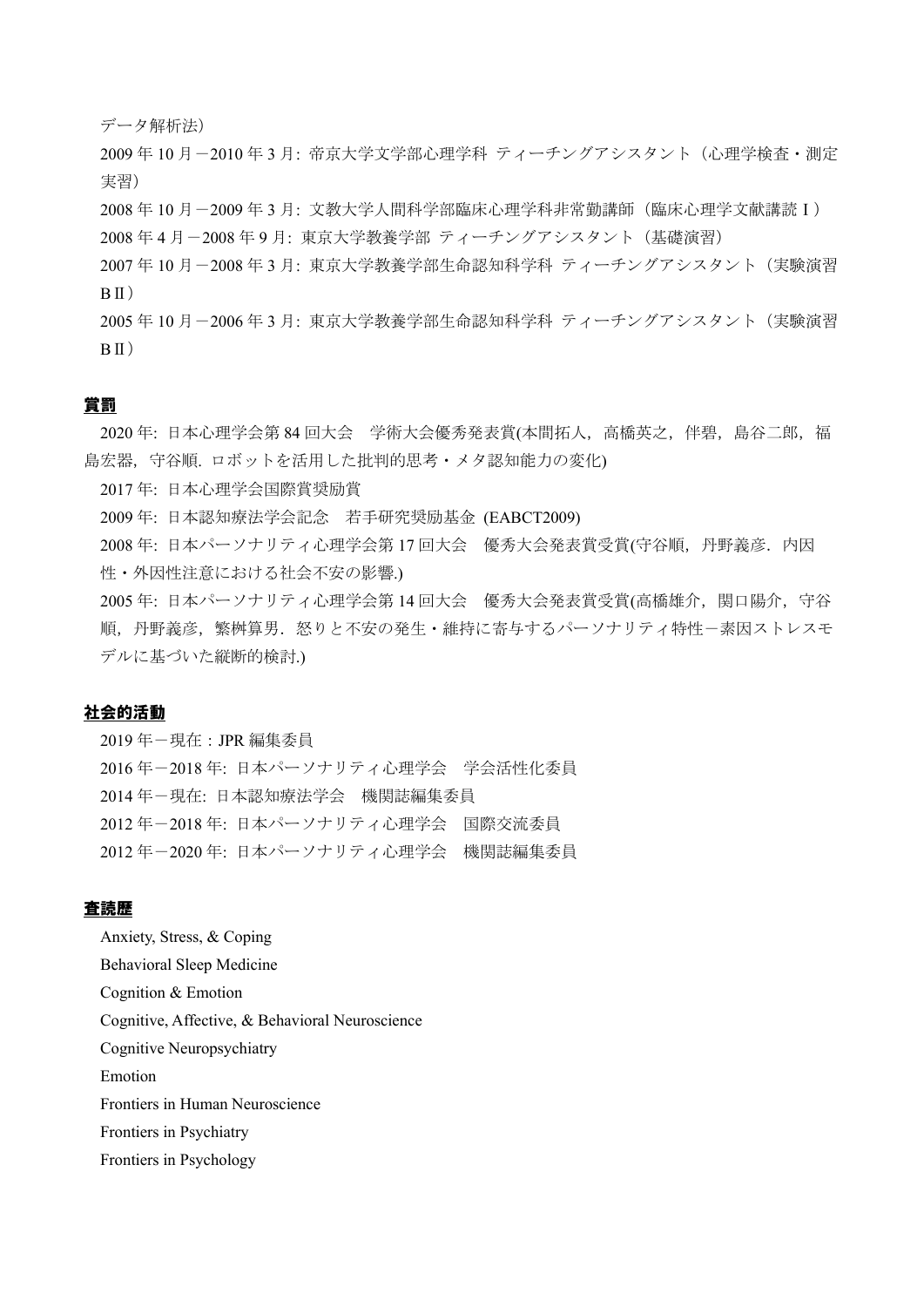データ解析法）

2009 年 10 月－2010 年 3 月: 帝京大学文学部心理学科 ティーチングアシスタント（心理学検査・測定実習）

2008 年 10 月－2009 年 3 月: 文教大学人間科学部臨床心理学科非常勤講師（臨床心理学文献講読Ｉ）

2008 年 4 月－2008 年 9 月: 東京大学教養学部 ティーチングアシスタント（基礎演習）

2007 年 10 月－2008 年 3 月: 東京大学教養学部生命認知科学科 ティーチングアシスタント（実験演習ＢⅡ）

2005 年 10 月－2006 年 3 月: 東京大学教養学部生命認知科学科 ティーチングアシスタント（実験演習ＢⅡ）

## 賞罰

2020 年: 日本心理学会第 84 回大会　学術大会優秀発表賞(本間拓人，高橋英之，伴碧，島谷二郎，福島宏器，守谷順. ロボットを活用した批判的思考・メタ認知能力の変化)

2017 年: 日本心理学会国際賞奨励賞

2009 年: 日本認知療法学会記念　若手研究奨励基金 (EABCT2009)

2008 年: 日本パーソナリティ心理学会第 17 回大会　優秀大会発表賞受賞(守谷順，丹野義彦．内因性・外因性注意における社会不安の影響.)

2005 年: 日本パーソナリティ心理学会第 14 回大会　優秀大会発表賞受賞(高橋雄介，関口陽介，守谷順，丹野義彦，繁桝算男．怒りと不安の発生・維持に寄与するパーソナリティ特性－素因ストレスモデルに基づいた縦断的検討.)

## 社会的活動

2019 年－現在：JPR 編集委員

2016 年－2018 年: 日本パーソナリティ心理学会　学会活性化委員

2014 年－現在: 日本認知療法学会　機関誌編集委員

2012 年－2018 年: 日本パーソナリティ心理学会　国際交流委員

2012 年－2020 年: 日本パーソナリティ心理学会　機関誌編集委員

## 査読歴

Anxiety, Stress, & Coping

Behavioral Sleep Medicine

Cognition & Emotion

Cognitive, Affective, & Behavioral Neuroscience

Cognitive Neuropsychiatry

Emotion

Frontiers in Human Neuroscience

Frontiers in Psychiatry

Frontiers in Psychology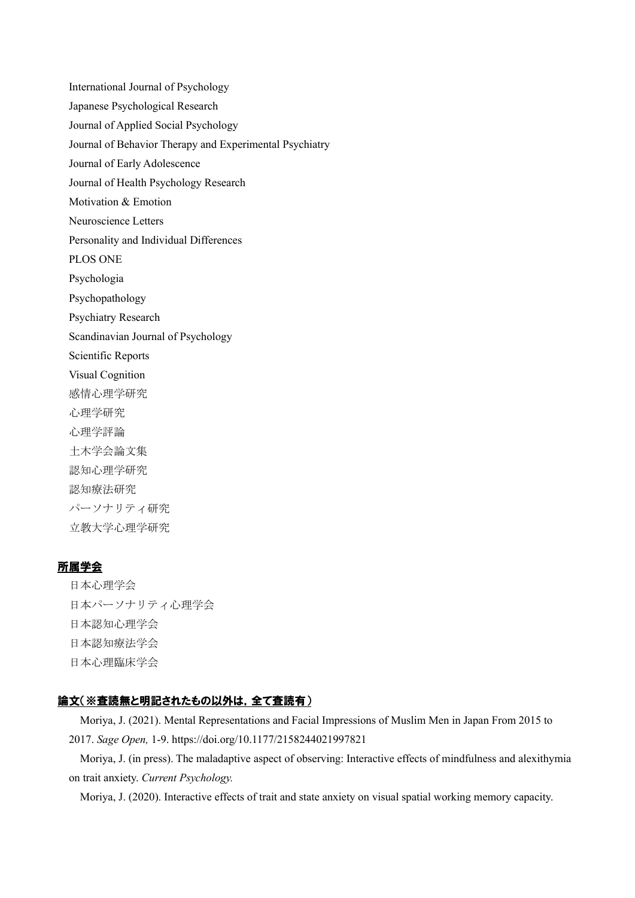International Journal of Psychology

Japanese Psychological Research

Journal of Applied Social Psychology

Journal of Behavior Therapy and Experimental Psychiatry

Journal of Early Adolescence

Journal of Health Psychology Research

Motivation & Emotion

Neuroscience Letters

Personality and Individual Differences

PLOS ONE

Psychologia

Psychopathology

Psychiatry Research

Scandinavian Journal of Psychology

Scientific Reports

Visual Cognition

感情心理学研究

心理学研究

心理学評論

土木学会論文集

認知心理学研究

認知療法研究

パーソナリティ研究

立教大学心理学研究

## 所属学会

日本心理学会

日本パーソナリティ心理学会

日本認知心理学会

日本認知療法学会

日本心理臨床学会

## 論文（※査読無と明記されたもの以外は，全て査読有）

Moriya, J. (2021). Mental Representations and Facial Impressions of Muslim Men in Japan From 2015 to 2017. *Sage Open,* 1-9. https://doi.org/10.1177/2158244021997821

Moriya, J. (in press). The maladaptive aspect of observing: Interactive effects of mindfulness and alexithymia on trait anxiety. *Current Psychology.*

Moriya, J. (2020). Interactive effects of trait and state anxiety on visual spatial working memory capacity.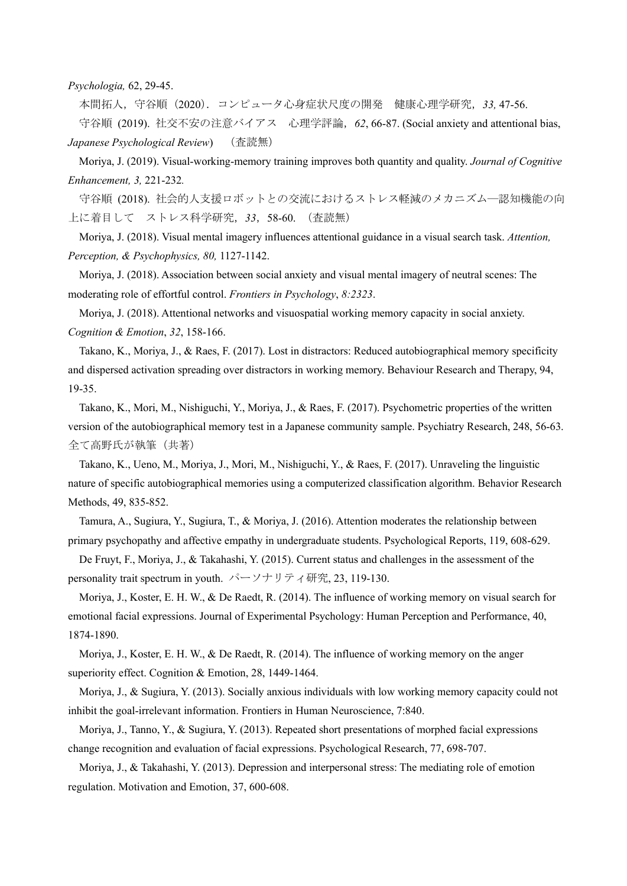*Psychologia,* 62, 29-45.

本間拓人，守谷順（2020）．コンピュータ心身症状尺度の開発　健康心理学研究，*33,* 47-56.

守谷順 (2019). 社交不安の注意バイアス　心理学評論，*62*, 66-87. (Social anxiety and attentional bias, *Japanese Psychological Review*)　（査読無）

Moriya, J. (2019). Visual-working-memory training improves both quantity and quality. *Journal of Cognitive Enhancement, 3,* 221-232.

守谷順 (2018). 社会的人支援ロボットとの交流におけるストレス軽減のメカニズム―認知機能の向上に着目して　ストレス科学研究，*33*，58-60. （査読無）

Moriya, J. (2018). Visual mental imagery influences attentional guidance in a visual search task. *Attention, Perception, & Psychophysics, 80,* 1127-1142.

Moriya, J. (2018). Association between social anxiety and visual mental imagery of neutral scenes: The moderating role of effortful control. *Frontiers in Psychology*, *8:2323*.

Moriya, J. (2018). Attentional networks and visuospatial working memory capacity in social anxiety. *Cognition & Emotion*, *32*, 158-166.

Takano, K., Moriya, J., & Raes, F. (2017). Lost in distractors: Reduced autobiographical memory specificity and dispersed activation spreading over distractors in working memory. Behaviour Research and Therapy, 94, 19-35.

Takano, K., Mori, M., Nishiguchi, Y., Moriya, J., & Raes, F. (2017). Psychometric properties of the written version of the autobiographical memory test in a Japanese community sample. Psychiatry Research, 248, 56-63. 全て高野氏が執筆（共著）

Takano, K., Ueno, M., Moriya, J., Mori, M., Nishiguchi, Y., & Raes, F. (2017). Unraveling the linguistic nature of specific autobiographical memories using a computerized classification algorithm. Behavior Research Methods, 49, 835-852.

Tamura, A., Sugiura, Y., Sugiura, T., & Moriya, J. (2016). Attention moderates the relationship between primary psychopathy and affective empathy in undergraduate students. Psychological Reports, 119, 608-629.

De Fruyt, F., Moriya, J., & Takahashi, Y. (2015). Current status and challenges in the assessment of the personality trait spectrum in youth. パーソナリティ研究, 23, 119-130.

Moriya, J., Koster, E. H. W., & De Raedt, R. (2014). The influence of working memory on visual search for emotional facial expressions. Journal of Experimental Psychology: Human Perception and Performance, 40, 1874-1890.

Moriya, J., Koster, E. H. W., & De Raedt, R. (2014). The influence of working memory on the anger superiority effect. Cognition & Emotion, 28, 1449-1464.

Moriya, J., & Sugiura, Y. (2013). Socially anxious individuals with low working memory capacity could not inhibit the goal-irrelevant information. Frontiers in Human Neuroscience, 7:840.

Moriya, J., Tanno, Y., & Sugiura, Y. (2013). Repeated short presentations of morphed facial expressions change recognition and evaluation of facial expressions. Psychological Research, 77, 698-707.

Moriya, J., & Takahashi, Y. (2013). Depression and interpersonal stress: The mediating role of emotion regulation. Motivation and Emotion, 37, 600-608.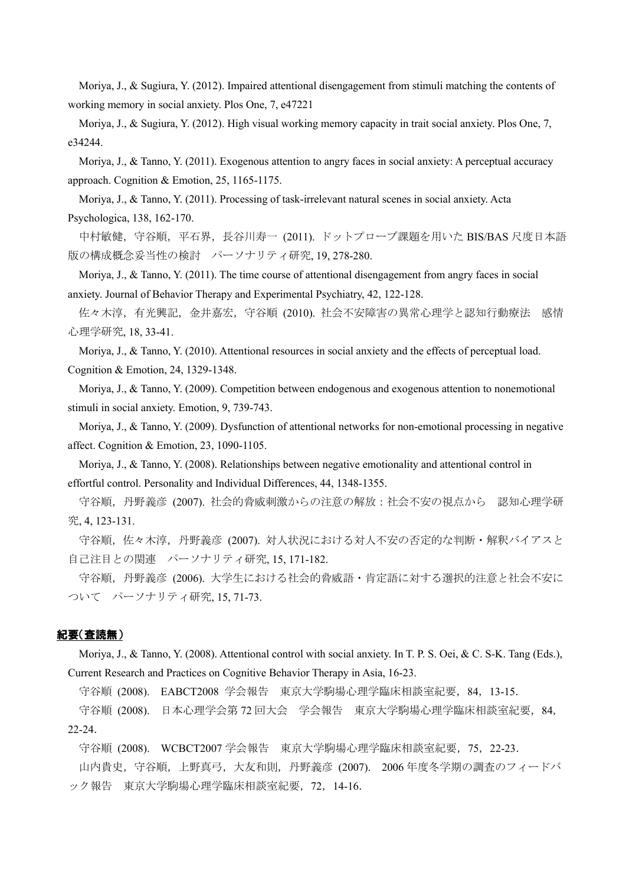Moriya, J., & Sugiura, Y. (2012). Impaired attentional disengagement from stimuli matching the contents of working memory in social anxiety. Plos One, 7, e47221

Moriya, J., & Sugiura, Y. (2012). High visual working memory capacity in trait social anxiety. Plos One, 7, e34244.

Moriya, J., & Tanno, Y. (2011). Exogenous attention to angry faces in social anxiety: A perceptual accuracy approach. Cognition & Emotion, 25, 1165-1175.

Moriya, J., & Tanno, Y. (2011). Processing of task-irrelevant natural scenes in social anxiety. Acta Psychologica, 138, 162-170.

中村敏健，守谷順，平石界，長谷川寿一 (2011). ドットプローブ課題を用いた BIS/BAS 尺度日本語版の構成概念妥当性の検討　パーソナリティ研究, 19, 278-280.

Moriya, J., & Tanno, Y. (2011). The time course of attentional disengagement from angry faces in social anxiety. Journal of Behavior Therapy and Experimental Psychiatry, 42, 122-128.

佐々木淳，有光興記，金井嘉宏，守谷順 (2010). 社会不安障害の異常心理学と認知行動療法　感情心理学研究, 18, 33-41.

Moriya, J., & Tanno, Y. (2010). Attentional resources in social anxiety and the effects of perceptual load. Cognition & Emotion, 24, 1329-1348.

Moriya, J., & Tanno, Y. (2009). Competition between endogenous and exogenous attention to nonemotional stimuli in social anxiety. Emotion, 9, 739-743.

Moriya, J., & Tanno, Y. (2009). Dysfunction of attentional networks for non-emotional processing in negative affect. Cognition & Emotion, 23, 1090-1105.

Moriya, J., & Tanno, Y. (2008). Relationships between negative emotionality and attentional control in effortful control. Personality and Individual Differences, 44, 1348-1355.

守谷順，丹野義彦 (2007). 社会的脅威刺激からの注意の解放：社会不安の視点から　認知心理学研究, 4, 123-131.

守谷順，佐々木淳，丹野義彦 (2007). 対人状況における対人不安の否定的な判断・解釈バイアスと自己注目との関連　パーソナリティ研究, 15, 171-182.

守谷順，丹野義彦 (2006). 大学生における社会的脅威語・肯定語に対する選択的注意と社会不安について　パーソナリティ研究, 15, 71-73.

**紀要(査読無)**

Moriya, J., & Tanno, Y. (2008). Attentional control with social anxiety. In T. P. S. Oei, & C. S-K. Tang (Eds.), Current Research and Practices on Cognitive Behavior Therapy in Asia, 16-23.

守谷順 (2008). EABCT2008 学会報告　東京大学駒場心理学臨床相談室紀要，84，13-15.

守谷順 (2008). 日本心理学会第 72 回大会　学会報告　東京大学駒場心理学臨床相談室紀要，84，22-24.

守谷順 (2008). WCBCT2007 学会報告　東京大学駒場心理学臨床相談室紀要，75，22-23.

山内貴史，守谷順，上野真弓，大友和則，丹野義彦 (2007). 2006 年度冬学期の調査のフィードバック報告　東京大学駒場心理学臨床相談室紀要，72，14-16.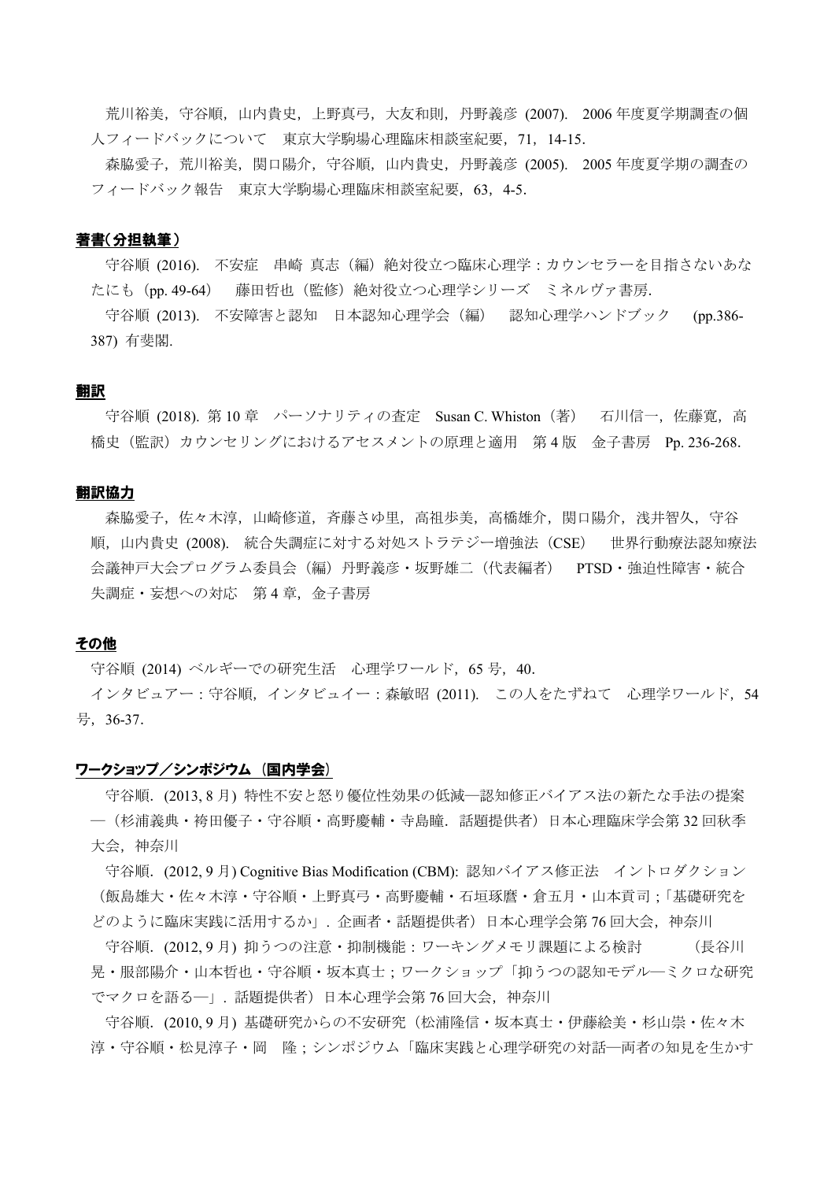荒川裕美，守谷順，山内貴史，上野真弓，大友和則，丹野義彦 (2007). 2006 年度夏学期調査の個人フィードバックについて　東京大学駒場心理臨床相談室紀要，71，14-15.

森脇愛子，荒川裕美，関口陽介，守谷順，山内貴史，丹野義彦 (2005). 2005 年度夏学期の調査のフィードバック報告　東京大学駒場心理臨床相談室紀要，63，4-5.

## 著書（分担執筆）

守谷順 (2016). 不安症　串崎 真志（編）絶対役立つ臨床心理学：カウンセラーを目指さないあなたにも（pp. 49-64）　藤田哲也（監修）絶対役立つ心理学シリーズ　ミネルヴァ書房.

守谷順 (2013). 不安障害と認知　日本認知心理学会（編）　認知心理学ハンドブック　(pp.386-387) 有斐閣.

## 翻訳

守谷順 (2018). 第 10 章　パーソナリティの査定　Susan C. Whiston（著）　石川信一，佐藤寛，高橋史（監訳）カウンセリングにおけるアセスメントの原理と適用　第 4 版　金子書房　Pp. 236-268.

## 翻訳協力

森脇愛子，佐々木淳，山崎修道，斉藤さゆ里，高祖歩美，高橋雄介，関口陽介，浅井智久，守谷順，山内貴史 (2008). 統合失調症に対する対処ストラテジー増強法（CSE）　世界行動療法認知療法会議神戸大会プログラム委員会（編）丹野義彦・坂野雄二（代表編者）　PTSD・強迫性障害・統合失調症・妄想への対応　第 4 章，金子書房

## その他

守谷順 (2014) ベルギーでの研究生活　心理学ワールド，65 号，40.

インタビュアー：守谷順，インタビュイー：森敏昭 (2011). この人をたずねて　心理学ワールド，54 号，36-37.

## ワークショップ／シンポジウム （国内学会）

守谷順．(2013, 8 月) 特性不安と怒り優位性効果の低減—認知修正バイアス法の新たな手法の提案—（杉浦義典・袴田優子・守谷順・高野慶輔・寺島瞳．話題提供者）日本心理臨床学会第 32 回秋季大会，神奈川

守谷順．(2012, 9 月) Cognitive Bias Modification (CBM): 認知バイアス修正法　イントロダクション（飯島雄大・佐々木淳・守谷順・上野真弓・高野慶輔・石垣琢麿・倉五月・山本貢司；「基礎研究をどのように臨床実践に活用するか」．企画者・話題提供者）日本心理学会第 76 回大会，神奈川

守谷順．(2012, 9 月) 抑うつの注意・抑制機能：ワーキングメモリ課題による検討　（長谷川晃・服部陽介・山本哲也・守谷順・坂本真士；ワークショップ「抑うつの認知モデル—ミクロな研究でマクロを語る—」．話題提供者）日本心理学会第 76 回大会，神奈川

守谷順．(2010, 9 月) 基礎研究からの不安研究（松浦隆信・坂本真士・伊藤絵美・杉山崇・佐々木淳・守谷順・松見淳子・岡　隆；シンポジウム「臨床実践と心理学研究の対話—両者の知見を生かす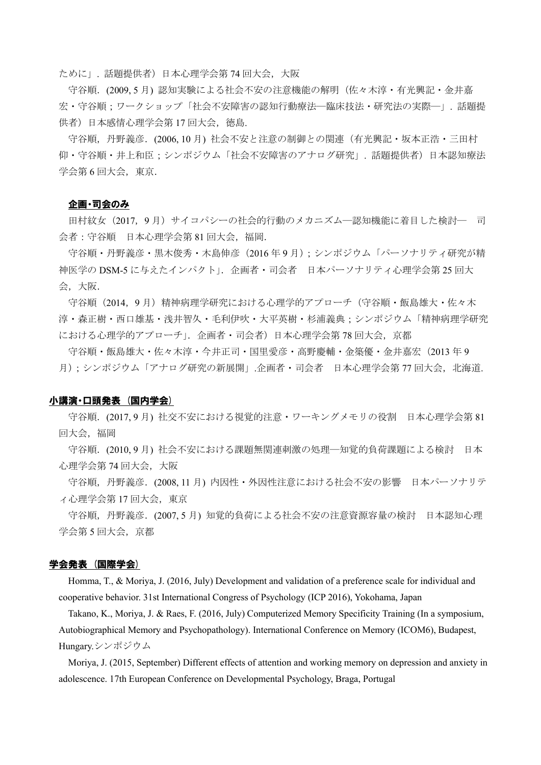ために」．話題提供者）日本心理学会第 74 回大会，大阪

守谷順．(2009, 5 月) 認知実験による社会不安の注意機能の解明（佐々木淳・有光興記・金井嘉宏・守谷順；ワークショップ「社会不安障害の認知行動療法―臨床技法・研究法の実際―」．話題提供者）日本感情心理学会第 17 回大会，徳島．

守谷順，丹野義彦．(2006, 10 月) 社会不安と注意の制御との関連（有光興記・坂本正浩・三田村仰・守谷順・井上和臣；シンポジウム「社会不安障害のアナログ研究」．話題提供者）日本認知療法学会第 6 回大会，東京．

### 企画･司会のみ

田村紋女（2017，9 月）サイコパシーの社会的行動のメカニズム―認知機能に着目した検討―　司会者：守谷順　日本心理学会第 81 回大会，福岡．

守谷順・丹野義彦・黒木俊秀・木島伸彦（2016 年 9 月）；シンポジウム「パーソナリティ研究が精神医学の DSM-5 に与えたインパクト」．企画者・司会者　日本パーソナリティ心理学会第 25 回大会，大阪．

守谷順（2014，9 月）精神病理学研究における心理学的アプローチ（守谷順・飯島雄大・佐々木淳・森正樹・西口雄基・浅井智久・毛利伊吹・大平英樹・杉浦義典；シンポジウム「精神病理学研究における心理学的アプローチ」．企画者・司会者）日本心理学会第 78 回大会，京都

守谷順・飯島雄大・佐々木淳・今井正司・国里愛彦・高野慶輔・金築優・金井嘉宏（2013 年 9 月）；シンポジウム「アナログ研究の新展開」.企画者・司会者　日本心理学会第 77 回大会，北海道．

## 小講演･口頭発表（国内学会）

守谷順．(2017, 9 月) 社交不安における視覚的注意・ワーキングメモリの役割　日本心理学会第 81 回大会，福岡

守谷順．(2010, 9 月) 社会不安における課題無関連刺激の処理―知覚的負荷課題による検討　日本心理学会第 74 回大会，大阪

守谷順，丹野義彦．(2008, 11 月) 内因性・外因性注意における社会不安の影響　日本パーソナリティ心理学会第 17 回大会，東京

守谷順，丹野義彦．(2007, 5 月) 知覚的負荷による社会不安の注意資源容量の検討　日本認知心理学会第 5 回大会，京都

## 学会発表（国際学会）

Homma, T., & Moriya, J. (2016, July) Development and validation of a preference scale for individual and cooperative behavior. 31st International Congress of Psychology (ICP 2016), Yokohama, Japan

Takano, K., Moriya, J. & Raes, F. (2016, July) Computerized Memory Specificity Training (In a symposium, Autobiographical Memory and Psychopathology). International Conference on Memory (ICOM6), Budapest, Hungary.シンポジウム

Moriya, J. (2015, September) Different effects of attention and working memory on depression and anxiety in adolescence. 17th European Conference on Developmental Psychology, Braga, Portugal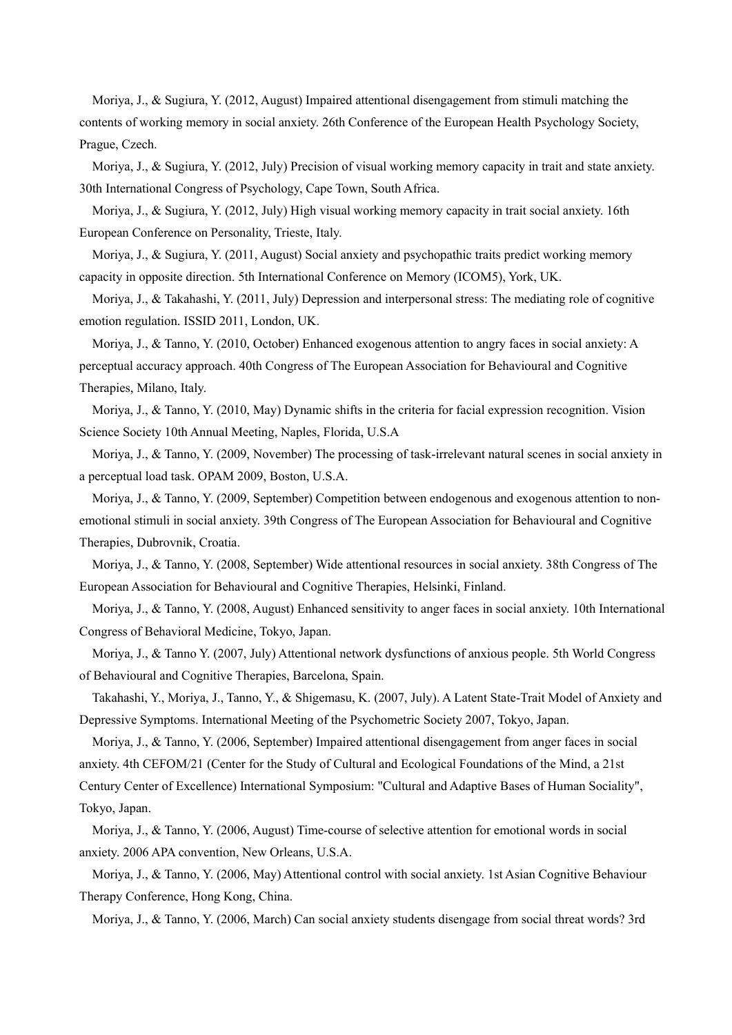Moriya, J., & Sugiura, Y. (2012, August) Impaired attentional disengagement from stimuli matching the contents of working memory in social anxiety. 26th Conference of the European Health Psychology Society, Prague, Czech.

Moriya, J., & Sugiura, Y. (2012, July) Precision of visual working memory capacity in trait and state anxiety. 30th International Congress of Psychology, Cape Town, South Africa.

Moriya, J., & Sugiura, Y. (2012, July) High visual working memory capacity in trait social anxiety. 16th European Conference on Personality, Trieste, Italy.

Moriya, J., & Sugiura, Y. (2011, August) Social anxiety and psychopathic traits predict working memory capacity in opposite direction. 5th International Conference on Memory (ICOM5), York, UK.

Moriya, J., & Takahashi, Y. (2011, July) Depression and interpersonal stress: The mediating role of cognitive emotion regulation. ISSID 2011, London, UK.

Moriya, J., & Tanno, Y. (2010, October) Enhanced exogenous attention to angry faces in social anxiety: A perceptual accuracy approach. 40th Congress of The European Association for Behavioural and Cognitive Therapies, Milano, Italy.

Moriya, J., & Tanno, Y. (2010, May) Dynamic shifts in the criteria for facial expression recognition. Vision Science Society 10th Annual Meeting, Naples, Florida, U.S.A

Moriya, J., & Tanno, Y. (2009, November) The processing of task-irrelevant natural scenes in social anxiety in a perceptual load task. OPAM 2009, Boston, U.S.A.

Moriya, J., & Tanno, Y. (2009, September) Competition between endogenous and exogenous attention to non-emotional stimuli in social anxiety. 39th Congress of The European Association for Behavioural and Cognitive Therapies, Dubrovnik, Croatia.

Moriya, J., & Tanno, Y. (2008, September) Wide attentional resources in social anxiety. 38th Congress of The European Association for Behavioural and Cognitive Therapies, Helsinki, Finland.

Moriya, J., & Tanno, Y. (2008, August) Enhanced sensitivity to anger faces in social anxiety. 10th International Congress of Behavioral Medicine, Tokyo, Japan.

Moriya, J., & Tanno Y. (2007, July) Attentional network dysfunctions of anxious people. 5th World Congress of Behavioural and Cognitive Therapies, Barcelona, Spain.

Takahashi, Y., Moriya, J., Tanno, Y., & Shigemasu, K. (2007, July). A Latent State-Trait Model of Anxiety and Depressive Symptoms. International Meeting of the Psychometric Society 2007, Tokyo, Japan.

Moriya, J., & Tanno, Y. (2006, September) Impaired attentional disengagement from anger faces in social anxiety. 4th CEFOM/21 (Center for the Study of Cultural and Ecological Foundations of the Mind, a 21st Century Center of Excellence) International Symposium: "Cultural and Adaptive Bases of Human Sociality", Tokyo, Japan.

Moriya, J., & Tanno, Y. (2006, August) Time-course of selective attention for emotional words in social anxiety. 2006 APA convention, New Orleans, U.S.A.

Moriya, J., & Tanno, Y. (2006, May) Attentional control with social anxiety. 1st Asian Cognitive Behaviour Therapy Conference, Hong Kong, China.

Moriya, J., & Tanno, Y. (2006, March) Can social anxiety students disengage from social threat words? 3rd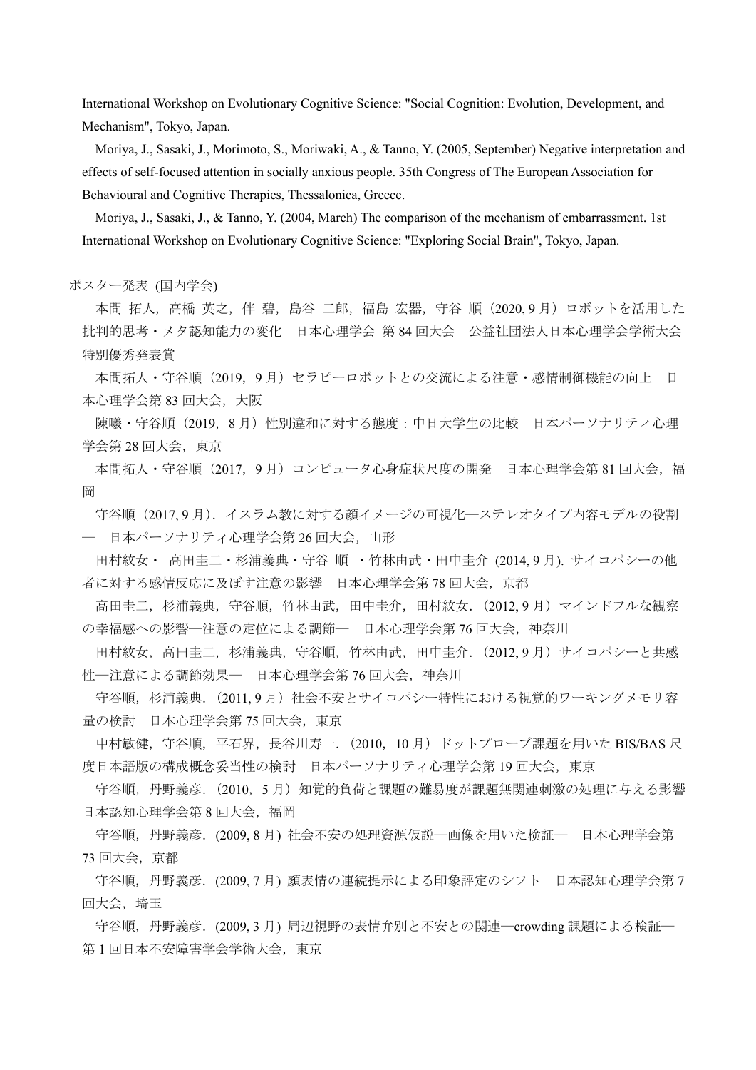International Workshop on Evolutionary Cognitive Science: "Social Cognition: Evolution, Development, and Mechanism", Tokyo, Japan.

Moriya, J., Sasaki, J., Morimoto, S., Moriwaki, A., & Tanno, Y. (2005, September) Negative interpretation and effects of self-focused attention in socially anxious people. 35th Congress of The European Association for Behavioural and Cognitive Therapies, Thessalonica, Greece.

Moriya, J., Sasaki, J., & Tanno, Y. (2004, March) The comparison of the mechanism of embarrassment. 1st International Workshop on Evolutionary Cognitive Science: "Exploring Social Brain", Tokyo, Japan.

ポスター発表 (国内学会)

本間 拓人，高橋 英之，伴 碧，島谷 二郎，福島 宏器，守谷 順（2020, 9 月）ロボットを活用した批判的思考・メタ認知能力の変化　日本心理学会 第 84 回大会　公益社団法人日本心理学会学術大会特別優秀発表賞

本間拓人・守谷順（2019，9 月）セラピーロボットとの交流による注意・感情制御機能の向上　日本心理学会第 83 回大会，大阪

陳曦・守谷順（2019，8 月）性別違和に対する態度：中日大学生の比較　日本パーソナリティ心理学会第 28 回大会，東京

本間拓人・守谷順（2017，9 月）コンピュータ心身症状尺度の開発　日本心理学会第 81 回大会，福岡

守谷順（2017, 9 月）．イスラム教に対する顔イメージの可視化―ステレオタイプ内容モデルの役割―　日本パーソナリティ心理学会第 26 回大会，山形

田村紋女・ 高田圭二・杉浦義典・守谷 順 ・竹林由武・田中圭介 (2014, 9 月). サイコパシーの他者に対する感情反応に及ぼす注意の影響　日本心理学会第 78 回大会，京都

高田圭二，杉浦義典，守谷順，竹林由武，田中圭介，田村紋女．(2012, 9 月）マインドフルな観察の幸福感への影響―注意の定位による調節―　日本心理学会第 76 回大会，神奈川

田村紋女，高田圭二，杉浦義典，守谷順，竹林由武，田中圭介．(2012, 9 月）サイコパシーと共感性―注意による調節効果―　日本心理学会第 76 回大会，神奈川

守谷順，杉浦義典．(2011, 9 月）社会不安とサイコパシー特性における視覚的ワーキングメモリ容量の検討　日本心理学会第 75 回大会，東京

中村敏健，守谷順，平石界，長谷川寿一．(2010，10 月）ドットプローブ課題を用いた BIS/BAS 尺度日本語版の構成概念妥当性の検討　日本パーソナリティ心理学会第 19 回大会，東京

守谷順，丹野義彦．(2010，5 月）知覚的負荷と課題の難易度が課題無関連刺激の処理に与える影響　日本認知心理学会第 8 回大会，福岡

守谷順，丹野義彦．(2009, 8 月) 社会不安の処理資源仮説―画像を用いた検証―　日本心理学会第 73 回大会，京都

守谷順，丹野義彦．(2009, 7 月) 顔表情の連続提示による印象評定のシフト　日本認知心理学会第 7 回大会，埼玉

守谷順，丹野義彦．(2009, 3 月) 周辺視野の表情弁別と不安との関連―crowding 課題による検証―　第 1 回日本不安障害学会学術大会，東京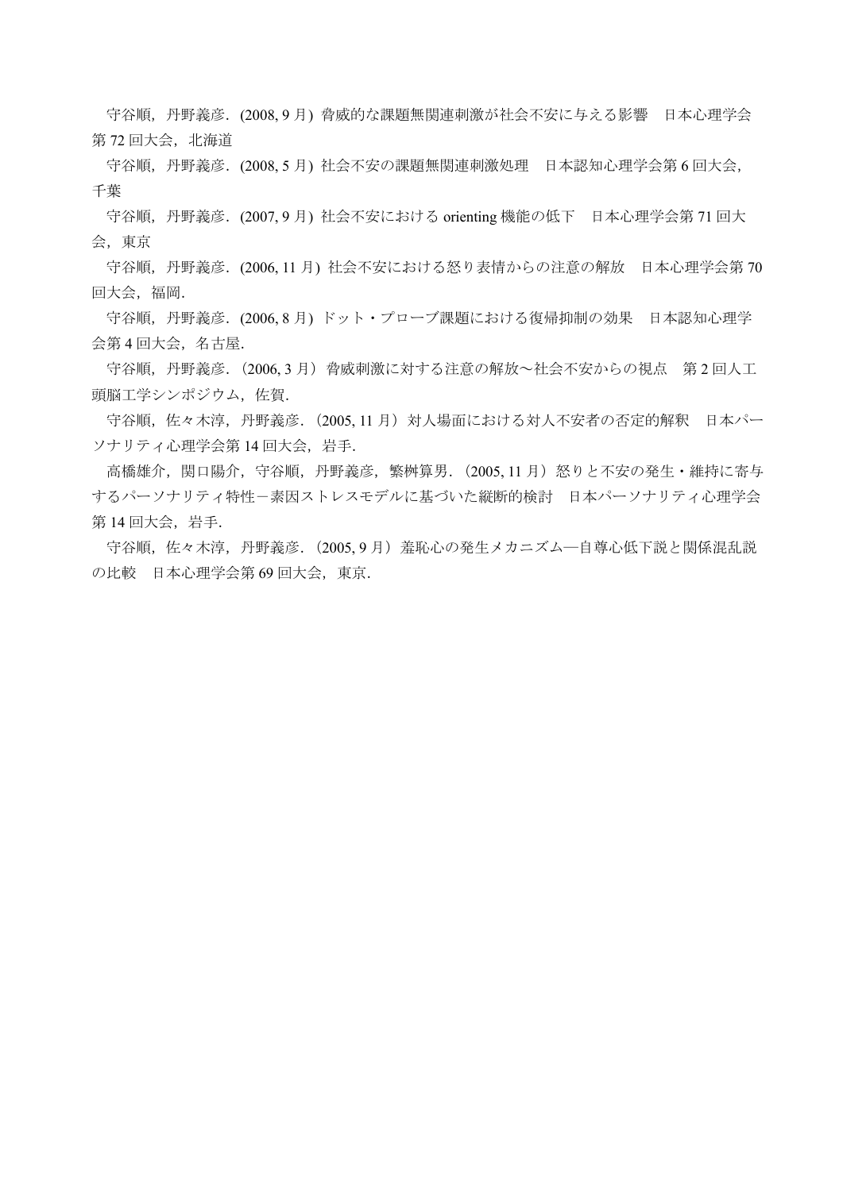守谷順，丹野義彦．(2008, 9 月) 脅威的な課題無関連刺激が社会不安に与える影響　日本心理学会第 72 回大会，北海道

守谷順，丹野義彦．(2008, 5 月) 社会不安の課題無関連刺激処理　日本認知心理学会第 6 回大会，千葉

守谷順，丹野義彦．(2007, 9 月) 社会不安における orienting 機能の低下　日本心理学会第 71 回大会，東京

守谷順，丹野義彦．(2006, 11 月) 社会不安における怒り表情からの注意の解放　日本心理学会第 70 回大会，福岡.

守谷順，丹野義彦．(2006, 8 月) ドット・プローブ課題における復帰抑制の効果　日本認知心理学会第 4 回大会，名古屋.

守谷順，丹野義彦．（2006, 3 月）脅威刺激に対する注意の解放～社会不安からの視点　第 2 回人工頭脳工学シンポジウム，佐賀.

守谷順，佐々木淳，丹野義彦．（2005, 11 月）対人場面における対人不安者の否定的解釈　日本パーソナリティ心理学会第 14 回大会，岩手.

高橋雄介，関口陽介，守谷順，丹野義彦，繁桝算男．（2005, 11 月）怒りと不安の発生・維持に寄与するパーソナリティ特性－素因ストレスモデルに基づいた縦断的検討　日本パーソナリティ心理学会第 14 回大会，岩手.

守谷順，佐々木淳，丹野義彦．（2005, 9 月）羞恥心の発生メカニズム―自尊心低下説と関係混乱説の比較　日本心理学会第 69 回大会，東京.